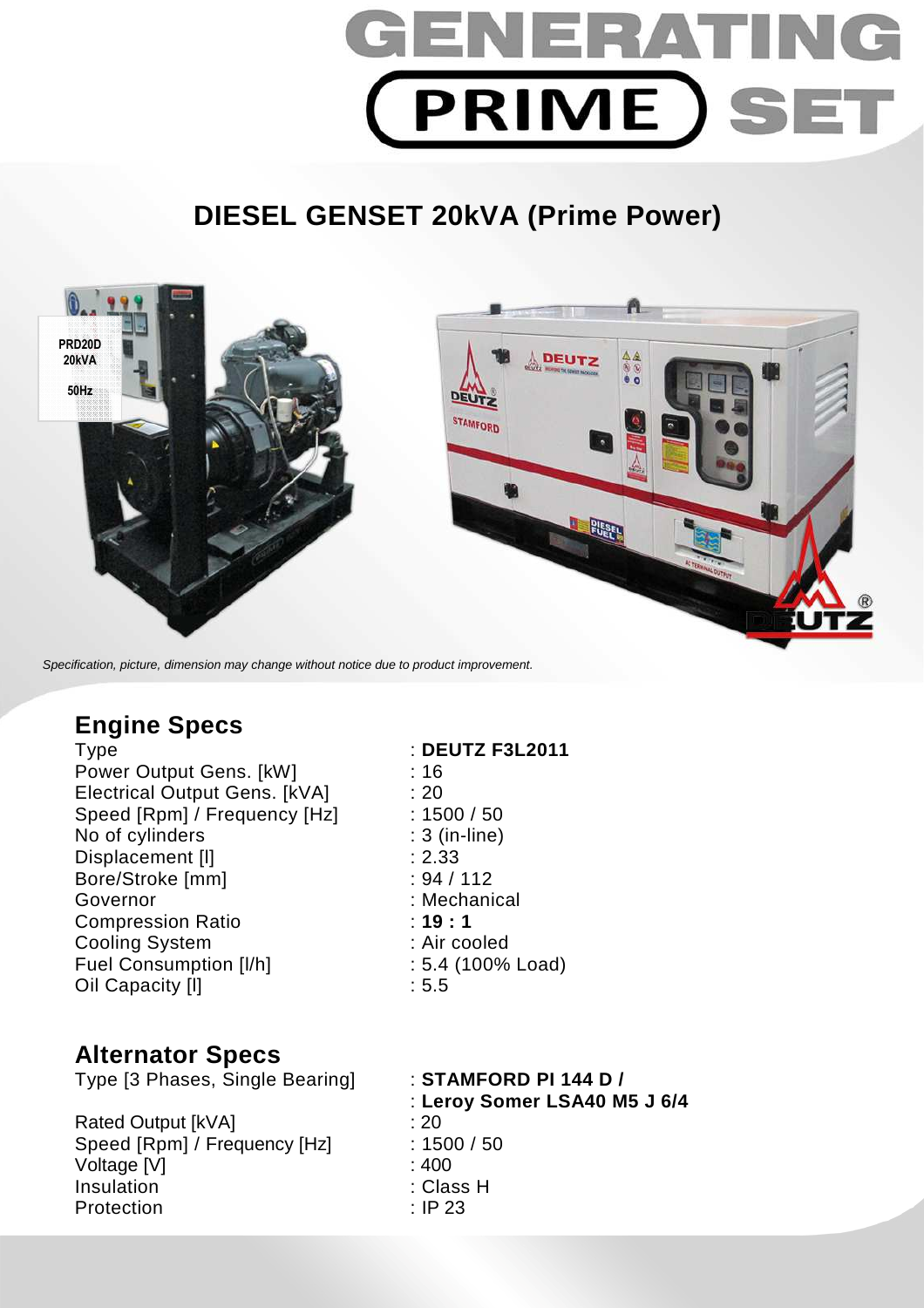# GENERATING PRIME SET

## DIESEL GENSET 20kVA (Prime Power)

*Specification, picture, dimension may change without notice due to product improvement.*

## Engine Specs

| | |
|---|---|
| Type | : **DEUTZ F3L2011** |
| Power Output Gens. [kW] | : 16 |
| Electrical Output Gens. [kVA] | : 20 |
| Speed [Rpm] / Frequency [Hz] | : 1500 / 50 |
| No of cylinders | : 3 (in-line) |
| Displacement [l] | : 2.33 |
| Bore/Stroke [mm] | : 94 / 112 |
| Governor | : Mechanical |
| Compression Ratio | : **19 : 1** |
| Cooling System | : Air cooled |
| Fuel Consumption [l/h] | : 5.4 (100% Load) |
| Oil Capacity [l] | : 5.5 |

## Alternator Specs

| | |
|---|---|
| Type [3 Phases, Single Bearing] | : **STAMFORD PI 144 D /** <br> : **Leroy Somer LSA40 M5 J 6/4** |
| Rated Output [kVA] | : 20 |
| Speed [Rpm] / Frequency [Hz] | : 1500 / 50 |
| Voltage [V] | : 400 |
| Insulation | : Class H |
| Protection | : IP 23 |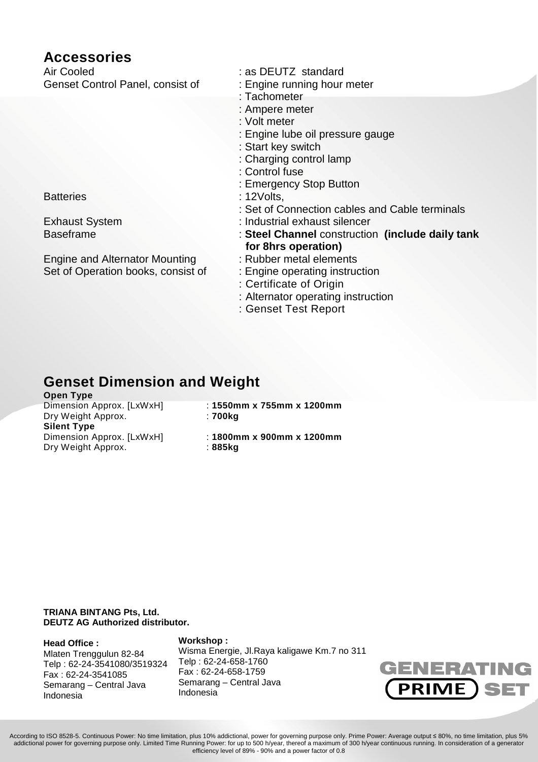## Accessories

| | |
|---|---|
| Air Cooled | : as DEUTZ standard |
| Genset Control Panel, consist of | : Engine running hour meter |
| | : Tachometer |
| | : Ampere meter |
| | : Volt meter |
| | : Engine lube oil pressure gauge |
| | : Start key switch |
| | : Charging control lamp |
| | : Control fuse |
| | : Emergency Stop Button |
| Batteries | : 12Volts, |
| | : Set of Connection cables and Cable terminals |
| Exhaust System | : Industrial exhaust silencer |
| Baseframe | : **Steel Channel** construction **(include daily tank for 8hrs operation)** |
| Engine and Alternator Mounting | : Rubber metal elements |
| Set of Operation books, consist of | : Engine operating instruction |
| | : Certificate of Origin |
| | : Alternator operating instruction |
| | : Genset Test Report |

## Genset Dimension and Weight

**Open Type**

| | |
|---|---|
| Dimension Approx. [LxWxH] | : **1550mm x 755mm x 1200mm** |
| Dry Weight Approx. | : **700kg** |

**Silent Type**

| | |
|---|---|
| Dimension Approx. [LxWxH] | : **1800mm x 900mm x 1200mm** |
| Dry Weight Approx. | : **885kg** |

**TRIANA BINTANG Pts, Ltd.**
**DEUTZ AG Authorized distributor.**

**Head Office :**
Mlaten Trenggulun 82-84
Telp : 62-24-3541080/3519324
Fax : 62-24-3541085
Semarang – Central Java
Indonesia

**Workshop :**
Wisma Energie, Jl.Raya kaligawe Km.7 no 311
Telp : 62-24-658-1760
Fax : 62-24-658-1759
Semarang – Central Java
Indonesia

GENERATING PRIME SET

According to ISO 8528-5. Continuous Power: No time limitation, plus 10% addictional, power for governing purpose only. Prime Power: Average output ≤ 80%, no time limitation, plus 5% addictional power for governing purpose only. Limited Time Running Power: for up to 500 h/year, thereof a maximum of 300 h/year continuous running. In consideration of a generator efficiency level of 89% - 90% and a power factor of 0.8